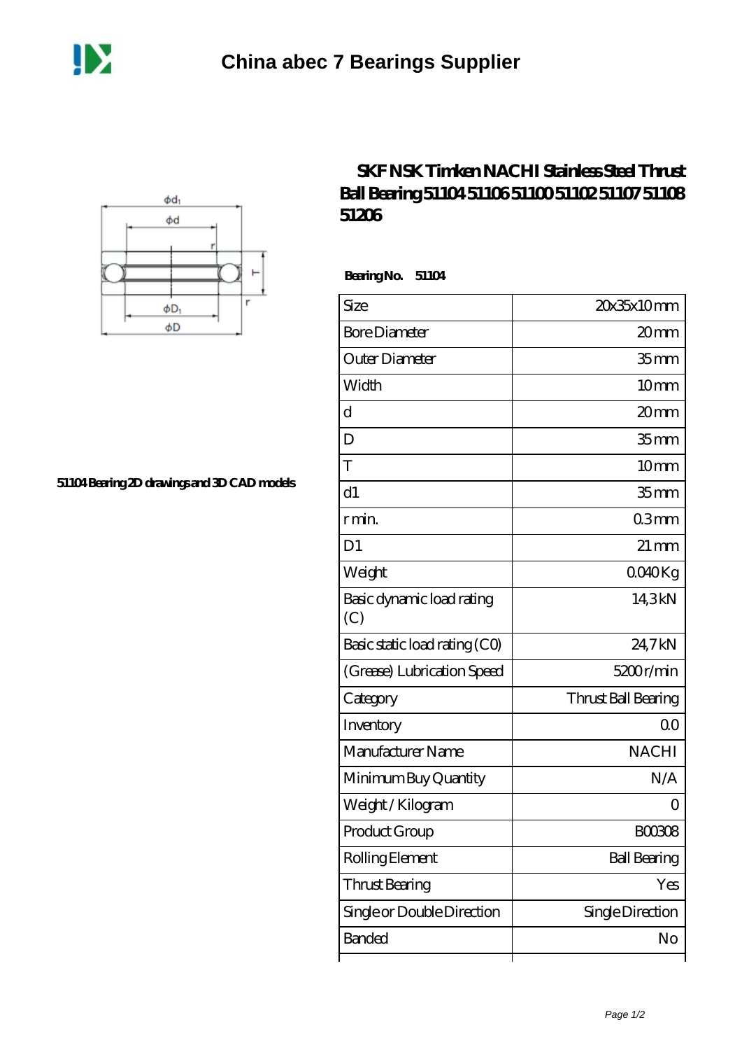# China abec 7 Bearings Supplier

## SKF NSK Timken NACHI Stainless Steel Thrust Ball Bearing 51104 51106 51100 51102 51107 51108 51206

51104 Bearing 2D drawings and 3D CAD models

**Bearing No. 51104**

| Size | 20x35x10 mm |
|---|---|
| Bore Diameter | 20 mm |
| Outer Diameter | 35 mm |
| Width | 10 mm |
| d | 20 mm |
| D | 35 mm |
| T | 10 mm |
| d1 | 35 mm |
| r min. | 0.3 mm |
| D1 | 21 mm |
| Weight | 0.040 Kg |
| Basic dynamic load rating (C) | 14,3 kN |
| Basic static load rating (C0) | 24,7 kN |
| (Grease) Lubrication Speed | 5200 r/min |
| Category | Thrust Ball Bearing |
| Inventory | 0.0 |
| Manufacturer Name | NACHI |
| Minimum Buy Quantity | N/A |
| Weight / Kilogram | 0 |
| Product Group | B00308 |
| Rolling Element | Ball Bearing |
| Thrust Bearing | Yes |
| Single or Double Direction | Single Direction |
| Banded | No |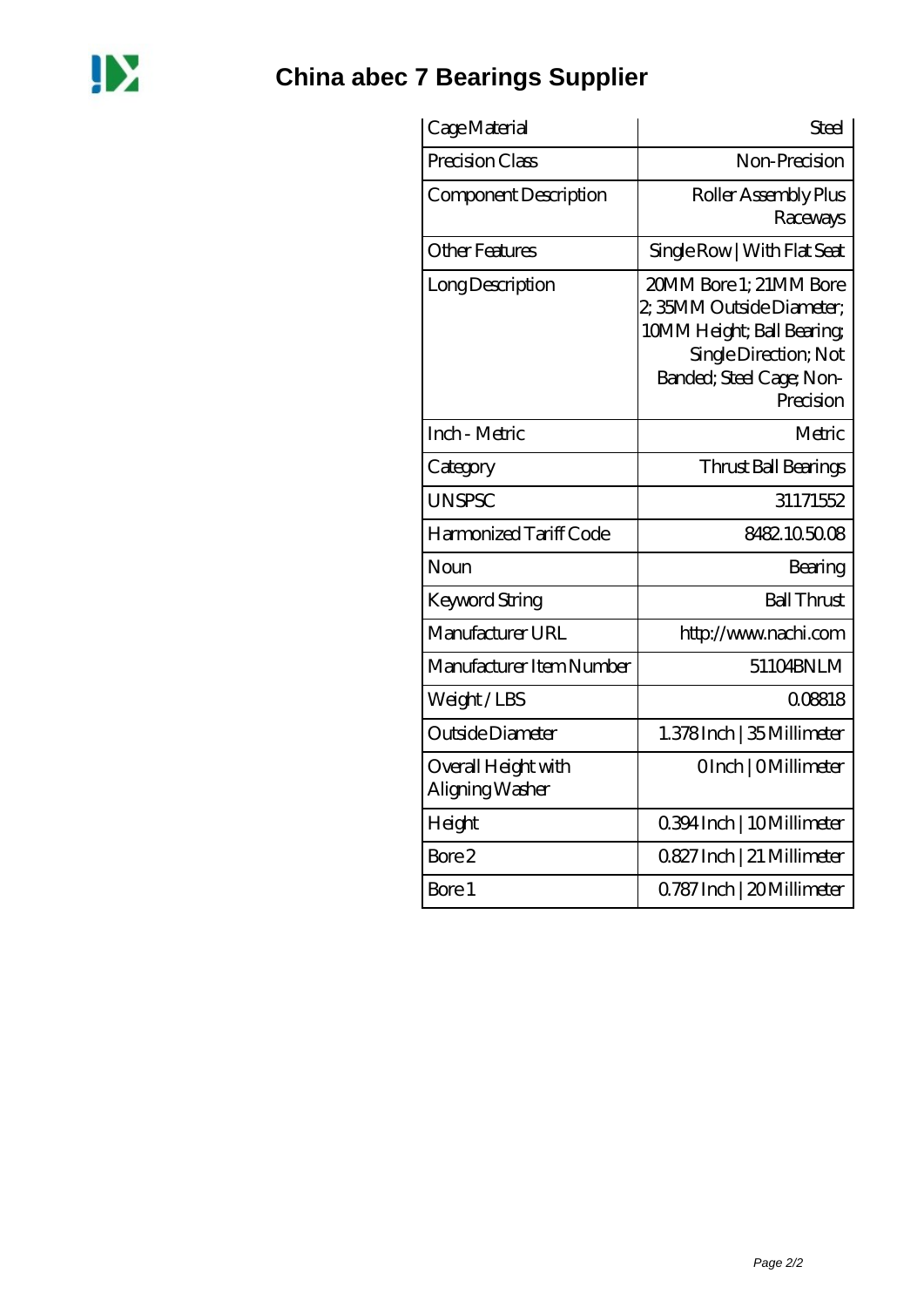# China abec 7 Bearings Supplier

| | |
|---|---|
| Cage Material | Steel |
| Precision Class | Non-Precision |
| Component Description | Roller Assembly Plus Raceways |
| Other Features | Single Row \| With Flat Seat |
| Long Description | 20MM Bore 1; 21MM Bore 2; 35MM Outside Diameter; 10MM Height; Ball Bearing; Single Direction; Not Banded; Steel Cage; Non-Precision |
| Inch - Metric | Metric |
| Category | Thrust Ball Bearings |
| UNSPSC | 31171552 |
| Harmonized Tariff Code | 8482.10.50.08 |
| Noun | Bearing |
| Keyword String | Ball Thrust |
| Manufacturer URL | http://www.nachi.com |
| Manufacturer Item Number | 51104BNLM |
| Weight / LBS | 0.08818 |
| Outside Diameter | 1.378 Inch \| 35 Millimeter |
| Overall Height with Aligning Washer | 0 Inch \| 0 Millimeter |
| Height | 0.394 Inch \| 10 Millimeter |
| Bore 2 | 0.827 Inch \| 21 Millimeter |
| Bore 1 | 0.787 Inch \| 20 Millimeter |